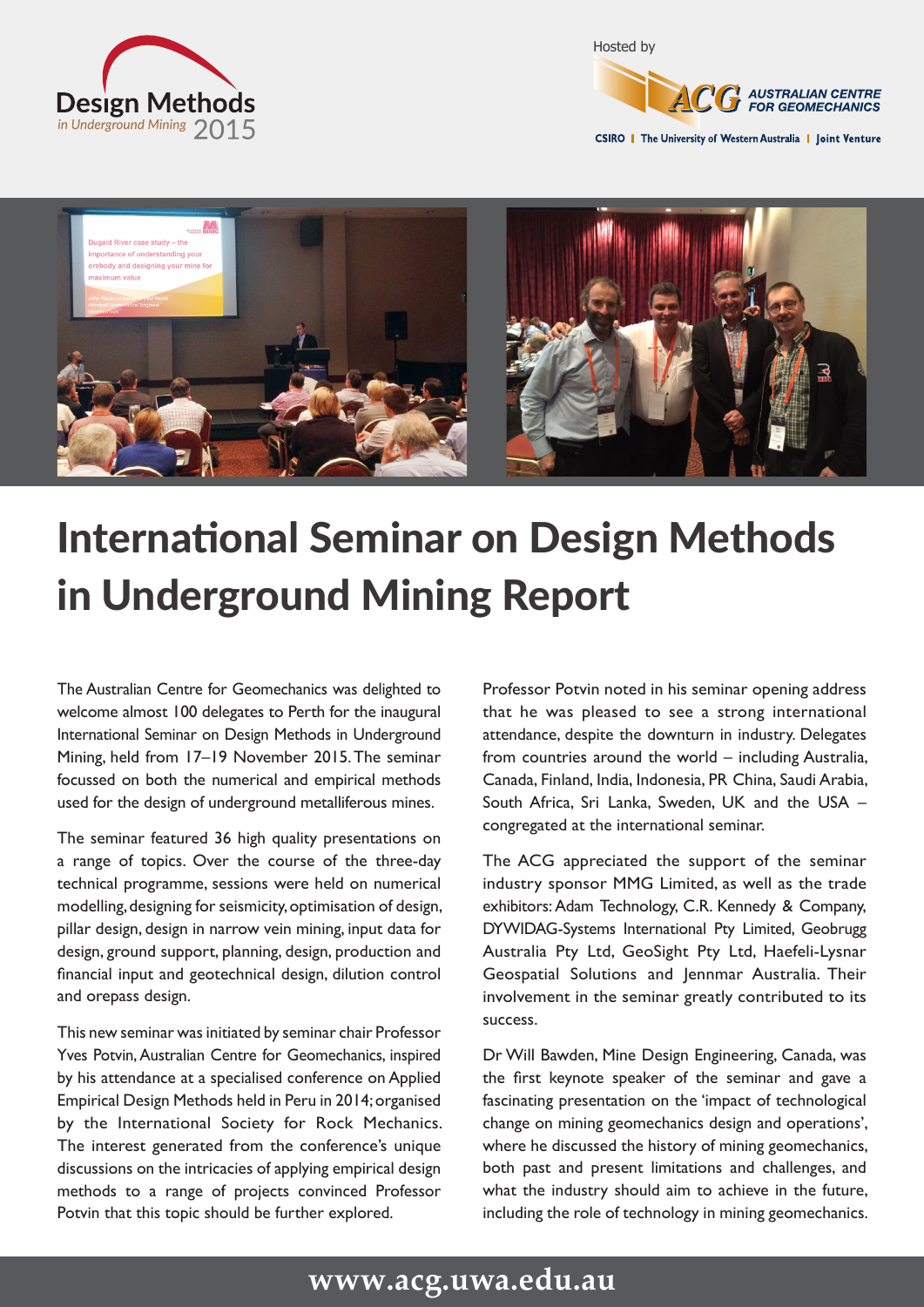# International Seminar on Design Methods in Underground Mining Report

The Australian Centre for Geomechanics was delighted to welcome almost 100 delegates to Perth for the inaugural International Seminar on Design Methods in Underground Mining, held from 17–19 November 2015. The seminar focussed on both the numerical and empirical methods used for the design of underground metalliferous mines.

The seminar featured 36 high quality presentations on a range of topics. Over the course of the three-day technical programme, sessions were held on numerical modelling, designing for seismicity, optimisation of design, pillar design, design in narrow vein mining, input data for design, ground support, planning, design, production and financial input and geotechnical design, dilution control and orepass design.

This new seminar was initiated by seminar chair Professor Yves Potvin, Australian Centre for Geomechanics, inspired by his attendance at a specialised conference on Applied Empirical Design Methods held in Peru in 2014; organised by the International Society for Rock Mechanics. The interest generated from the conference's unique discussions on the intricacies of applying empirical design methods to a range of projects convinced Professor Potvin that this topic should be further explored.

Professor Potvin noted in his seminar opening address that he was pleased to see a strong international attendance, despite the downturn in industry. Delegates from countries around the world – including Australia, Canada, Finland, India, Indonesia, PR China, Saudi Arabia, South Africa, Sri Lanka, Sweden, UK and the USA – congregated at the international seminar.

The ACG appreciated the support of the seminar industry sponsor MMG Limited, as well as the trade exhibitors: Adam Technology, C.R. Kennedy & Company, DYWIDAG-Systems International Pty Limited, Geobrugg Australia Pty Ltd, GeoSight Pty Ltd, Haefeli-Lysnar Geospatial Solutions and Jennmar Australia. Their involvement in the seminar greatly contributed to its success.

Dr Will Bawden, Mine Design Engineering, Canada, was the first keynote speaker of the seminar and gave a fascinating presentation on the 'impact of technological change on mining geomechanics design and operations', where he discussed the history of mining geomechanics, both past and present limitations and challenges, and what the industry should aim to achieve in the future, including the role of technology in mining geomechanics.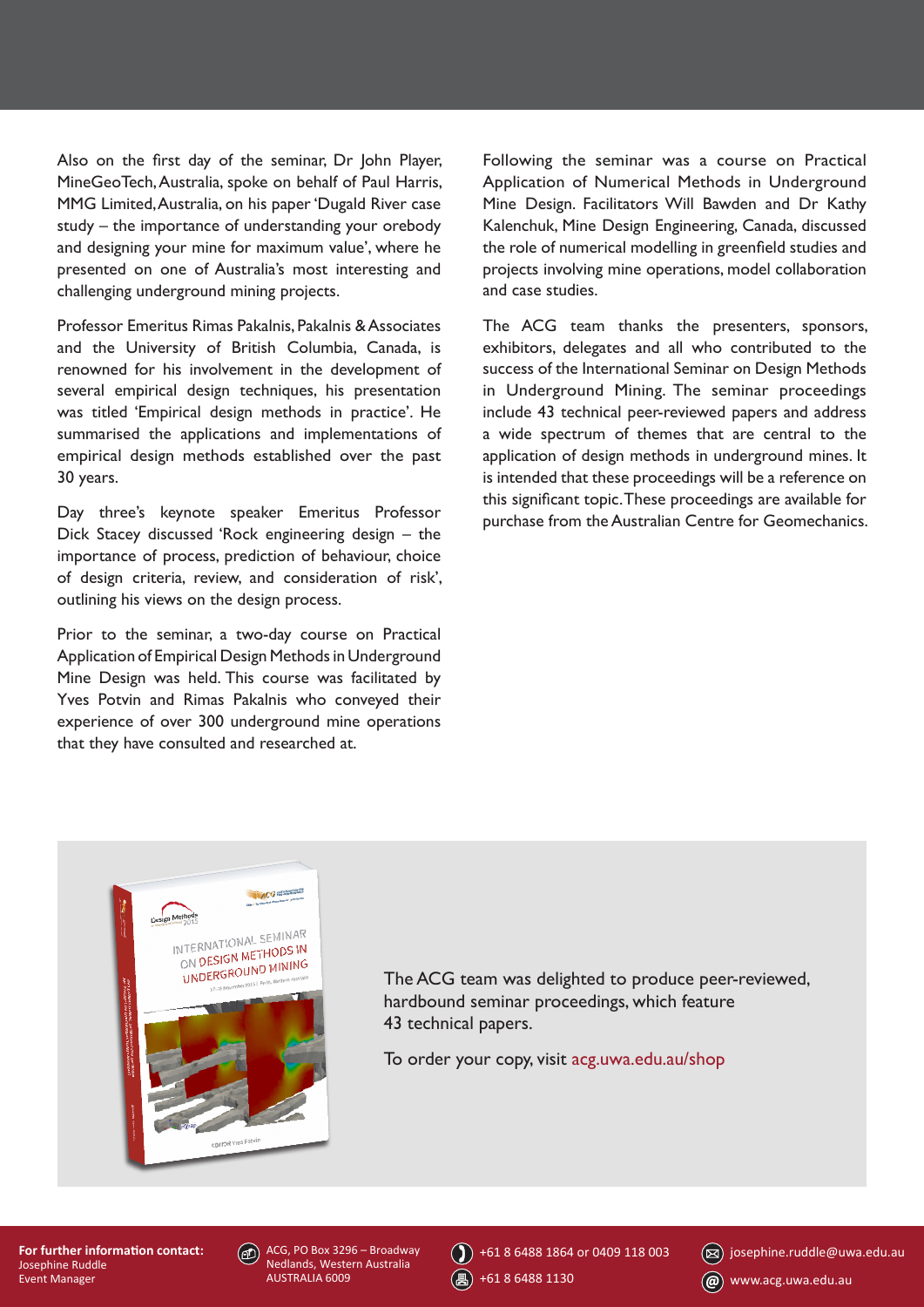Also on the first day of the seminar, Dr John Player, MineGeoTech, Australia, spoke on behalf of Paul Harris, MMG Limited, Australia, on his paper 'Dugald River case study – the importance of understanding your orebody and designing your mine for maximum value', where he presented on one of Australia's most interesting and challenging underground mining projects.

Professor Emeritus Rimas Pakalnis, Pakalnis & Associates and the University of British Columbia, Canada, is renowned for his involvement in the development of several empirical design techniques, his presentation was titled 'Empirical design methods in practice'. He summarised the applications and implementations of empirical design methods established over the past 30 years.

Day three's keynote speaker Emeritus Professor Dick Stacey discussed 'Rock engineering design – the importance of process, prediction of behaviour, choice of design criteria, review, and consideration of risk', outlining his views on the design process.

Prior to the seminar, a two-day course on Practical Application of Empirical Design Methods in Underground Mine Design was held. This course was facilitated by Yves Potvin and Rimas Pakalnis who conveyed their experience of over 300 underground mine operations that they have consulted and researched at.

Following the seminar was a course on Practical Application of Numerical Methods in Underground Mine Design. Facilitators Will Bawden and Dr Kathy Kalenchuk, Mine Design Engineering, Canada, discussed the role of numerical modelling in greenfield studies and projects involving mine operations, model collaboration and case studies.

The ACG team thanks the presenters, sponsors, exhibitors, delegates and all who contributed to the success of the International Seminar on Design Methods in Underground Mining. The seminar proceedings include 43 technical peer-reviewed papers and address a wide spectrum of themes that are central to the application of design methods in underground mines. It is intended that these proceedings will be a reference on this significant topic. These proceedings are available for purchase from the Australian Centre for Geomechanics.

The ACG team was delighted to produce peer-reviewed, hardbound seminar proceedings, which feature 43 technical papers.

To order your copy, visit acg.uwa.edu.au/shop

**For further information contact:**
Josephine Ruddle
Event Manager

ACG, PO Box 3296 – Broadway
Nedlands, Western Australia
AUSTRALIA 6009

+61 8 6488 1864 or 0409 118 003
+61 8 6488 1130

josephine.ruddle@uwa.edu.au
www.acg.uwa.edu.au